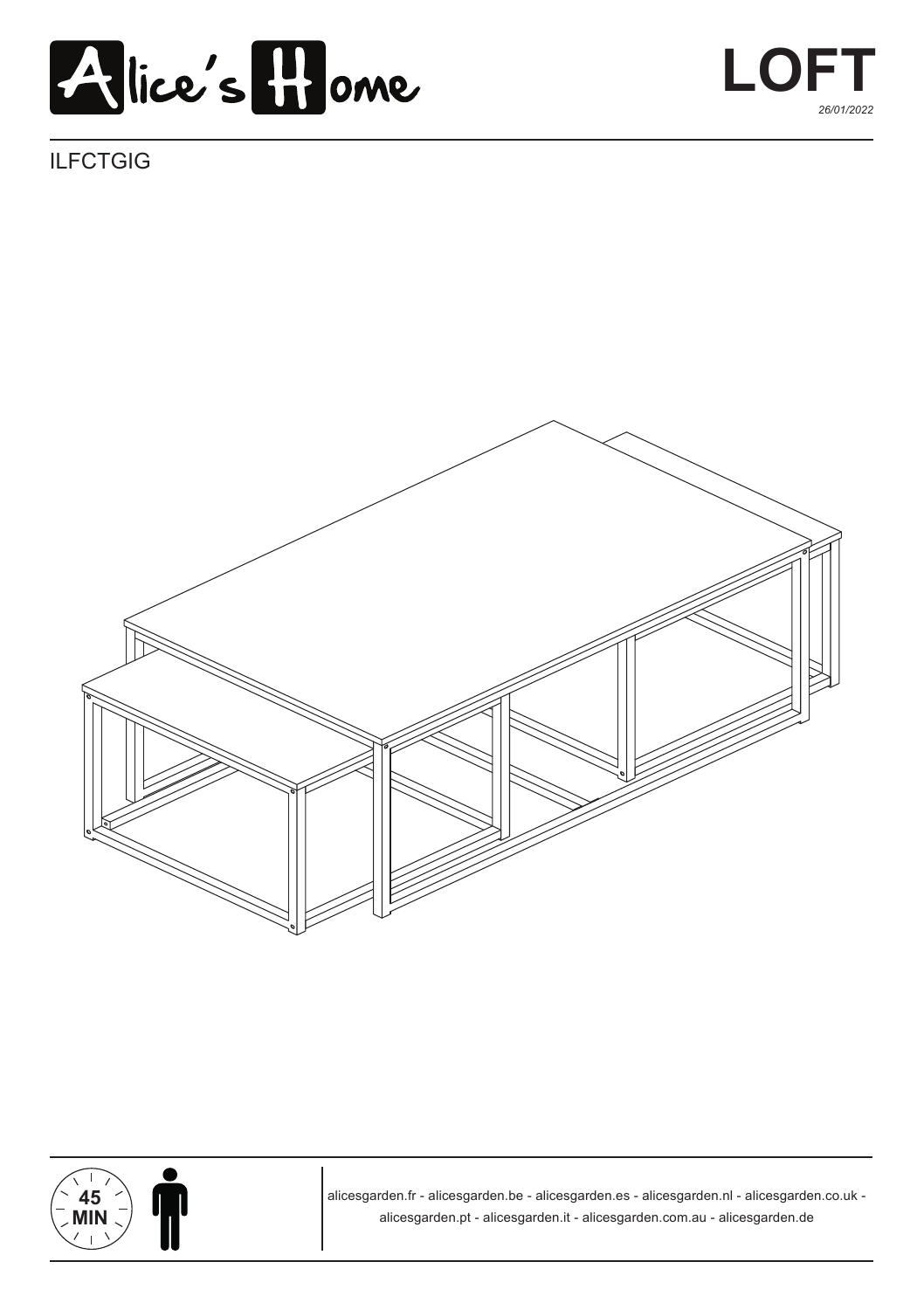Alice's Home

# LOFT

*26/01/2022*

ILFCTGIG

45 MIN

alicesgarden.fr - alicesgarden.be - alicesgarden.es - alicesgarden.nl - alicesgarden.co.uk - alicesgarden.pt - alicesgarden.it - alicesgarden.com.au - alicesgarden.de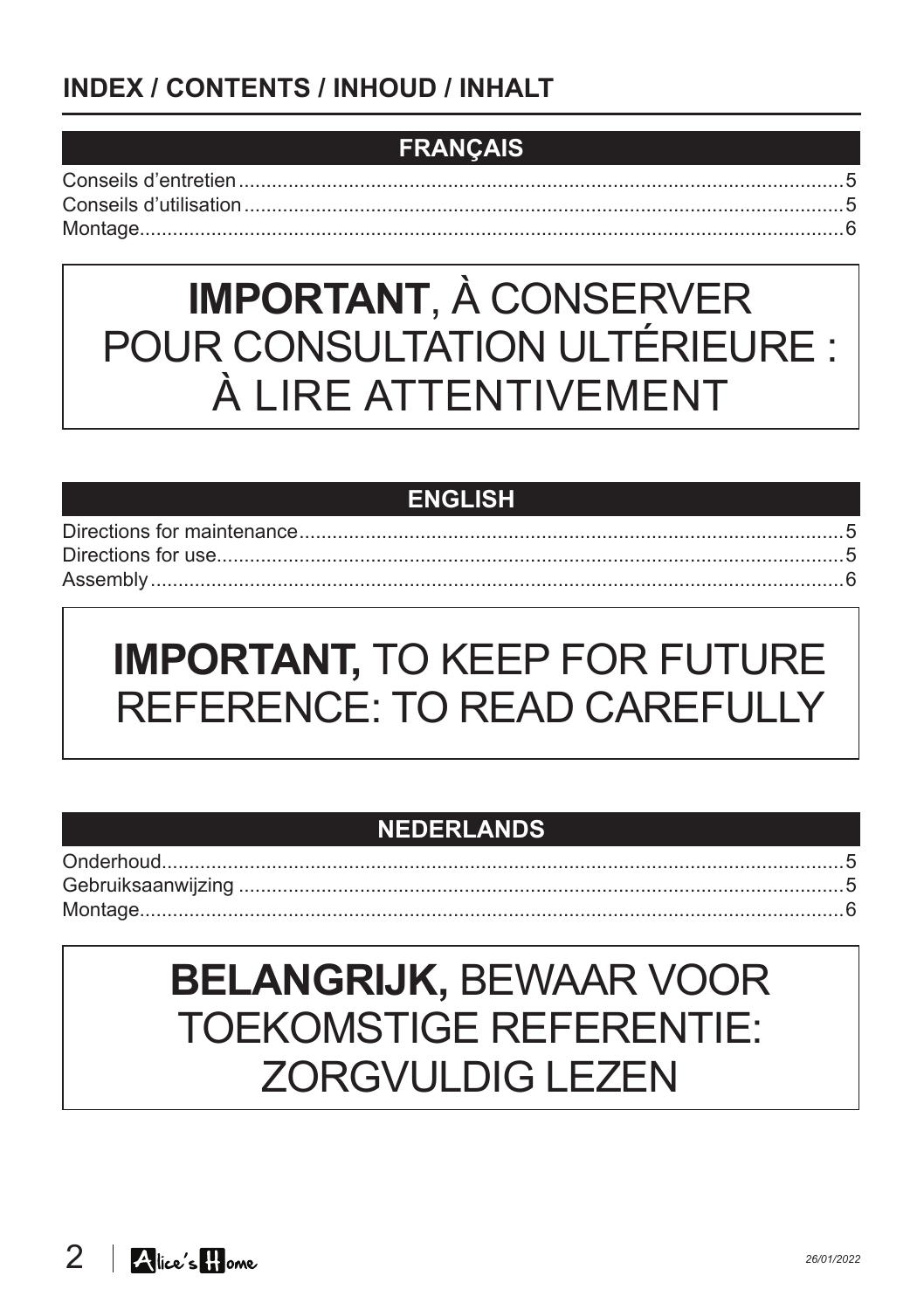## INDEX / CONTENTS / INHOUD / INHALT

### FRANÇAIS

Conseils d'entretien..........5
Conseils d'utilisation..........5
Montage..........6

**IMPORTANT**, À CONSERVER POUR CONSULTATION ULTÉRIEURE : À LIRE ATTENTIVEMENT

### ENGLISH

Directions for maintenance..........5
Directions for use..........5
Assembly..........6

**IMPORTANT,** TO KEEP FOR FUTURE REFERENCE: TO READ CAREFULLY

### NEDERLANDS

Onderhoud..........5
Gebruiksaanwijzing..........5
Montage..........6

**BELANGRIJK,** BEWAAR VOOR TOEKOMSTIGE REFERENTIE: ZORGVULDIG LEZEN

*26/01/2022*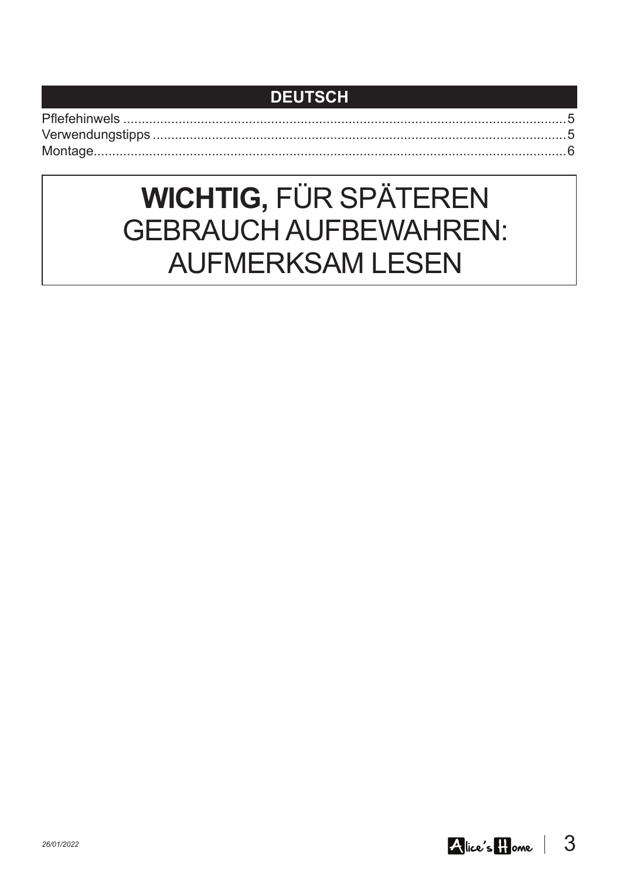## DEUTSCH

Pflefehinwels ........................................................................................................................5
Verwendungstipps .................................................................................................................5
Montage.................................................................................................................................6

# **WICHTIG,** FÜR SPÄTEREN GEBRAUCH AUFBEWAHREN: AUFMERKSAM LESEN

*26/01/2022*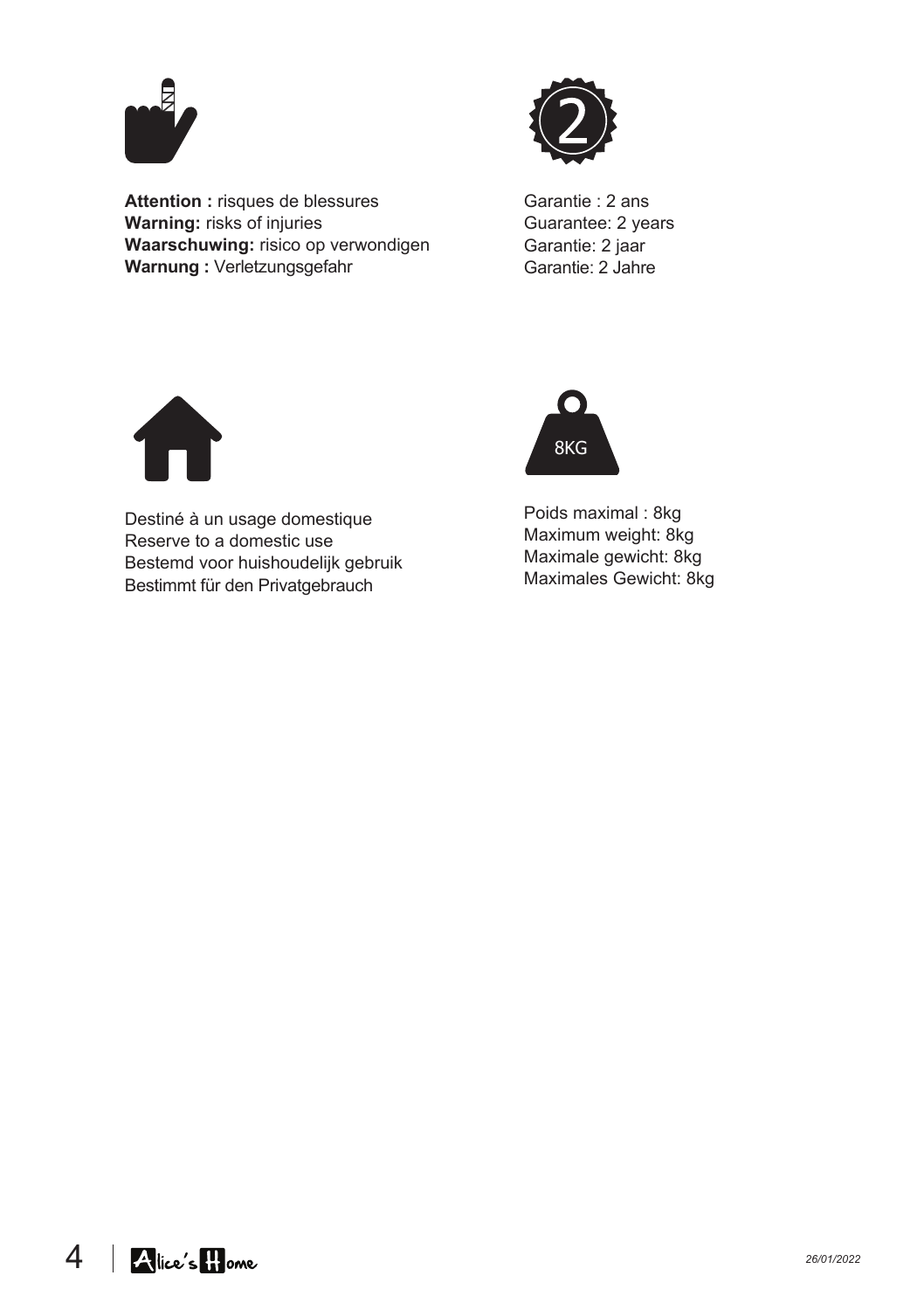**Attention :** risques de blessures
**Warning:** risks of injuries
**Waarschuwing:** risico op verwondigen
**Warnung :** Verletzungsgefahr

Garantie : 2 ans
Guarantee: 2 years
Garantie: 2 jaar
Garantie: 2 Jahre

Destiné à un usage domestique
Reserve to a domestic use
Bestemd voor huishoudelijk gebruik
Bestimmt für den Privatgebrauch

Poids maximal : 8kg
Maximum weight: 8kg
Maximale gewicht: 8kg
Maximales Gewicht: 8kg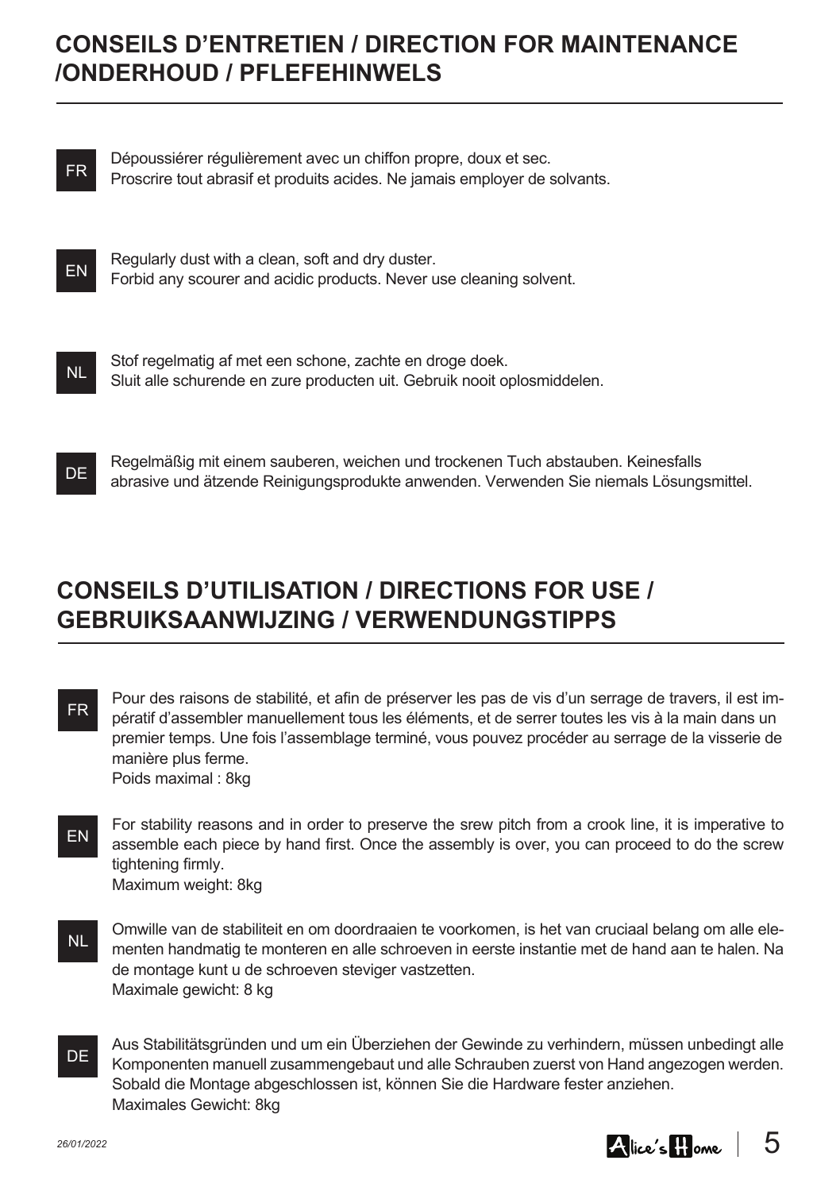## CONSEILS D’ENTRETIEN / DIRECTION FOR MAINTENANCE /ONDERHOUD / PFLEFEHINWELS

**FR**

Dépoussiérer régulièrement avec un chiffon propre, doux et sec.
Proscrire tout abrasif et produits acides. Ne jamais employer de solvants.

**EN**

Regularly dust with a clean, soft and dry duster.
Forbid any scourer and acidic products. Never use cleaning solvent.

**NL**

Stof regelmatig af met een schone, zachte en droge doek.
Sluit alle schurende en zure producten uit. Gebruik nooit oplosmiddelen.

**DE**

Regelmäßig mit einem sauberen, weichen und trockenen Tuch abstauben. Keinesfalls abrasive und ätzende Reinigungsprodukte anwenden. Verwenden Sie niemals Lösungsmittel.

## CONSEILS D’UTILISATION / DIRECTIONS FOR USE / GEBRUIKSAANWIJZING / VERWENDUNGSTIPPS

**FR**

Pour des raisons de stabilité, et afin de préserver les pas de vis d’un serrage de travers, il est impératif d’assembler manuellement tous les éléments, et de serrer toutes les vis à la main dans un premier temps. Une fois l’assemblage terminé, vous pouvez procéder au serrage de la visserie de manière plus ferme.
Poids maximal : 8kg

**EN**

For stability reasons and in order to preserve the srew pitch from a crook line, it is imperative to assemble each piece by hand first. Once the assembly is over, you can proceed to do the screw tightening firmly.
Maximum weight: 8kg

**NL**

Omwille van de stabiliteit en om doordraaien te voorkomen, is het van cruciaal belang om alle elementen handmatig te monteren en alle schroeven in eerste instantie met de hand aan te halen. Na de montage kunt u de schroeven steviger vastzetten.
Maximale gewicht: 8 kg

**DE**

Aus Stabilitätsgründen und um ein Überziehen der Gewinde zu verhindern, müssen unbedingt alle Komponenten manuell zusammengebaut und alle Schrauben zuerst von Hand angezogen werden. Sobald die Montage abgeschlossen ist, können Sie die Hardware fester anziehen.
Maximales Gewicht: 8kg

*26/01/2022*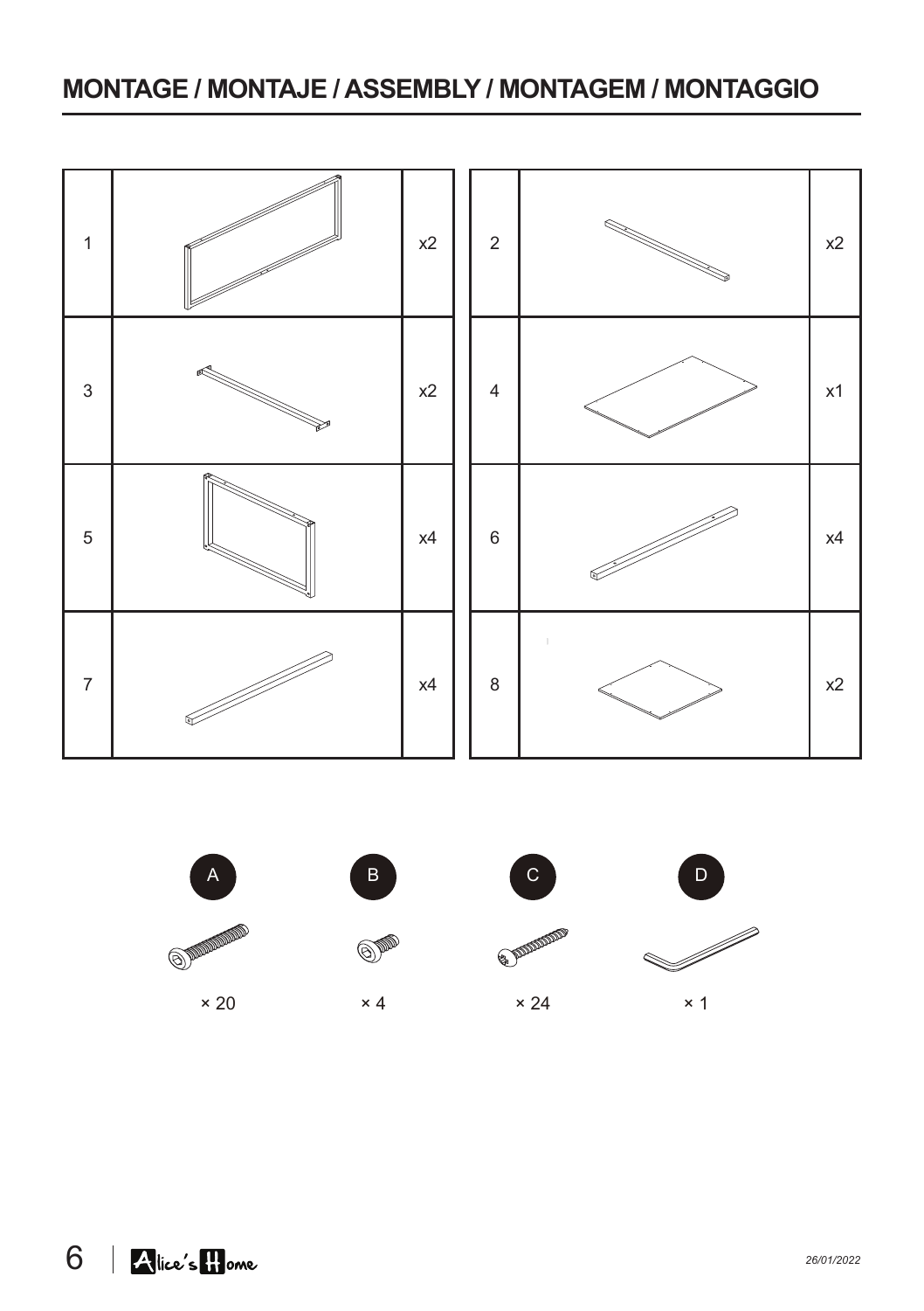## MONTAGE / MONTAJE / ASSEMBLY / MONTAGEM / MONTAGGIO

| | | | | | |
|---|---|---|---|---|---|
| 1 | | x2 | 2 | | x2 |
| 3 | | x2 | 4 | | x1 |
| 5 | | x4 | 6 | | x4 |
| 7 | | x4 | 8 | | x2 |

| A | B | C | D |
|---|---|---|---|
| × 20 | × 4 | × 24 | × 1 |

*26/01/2022*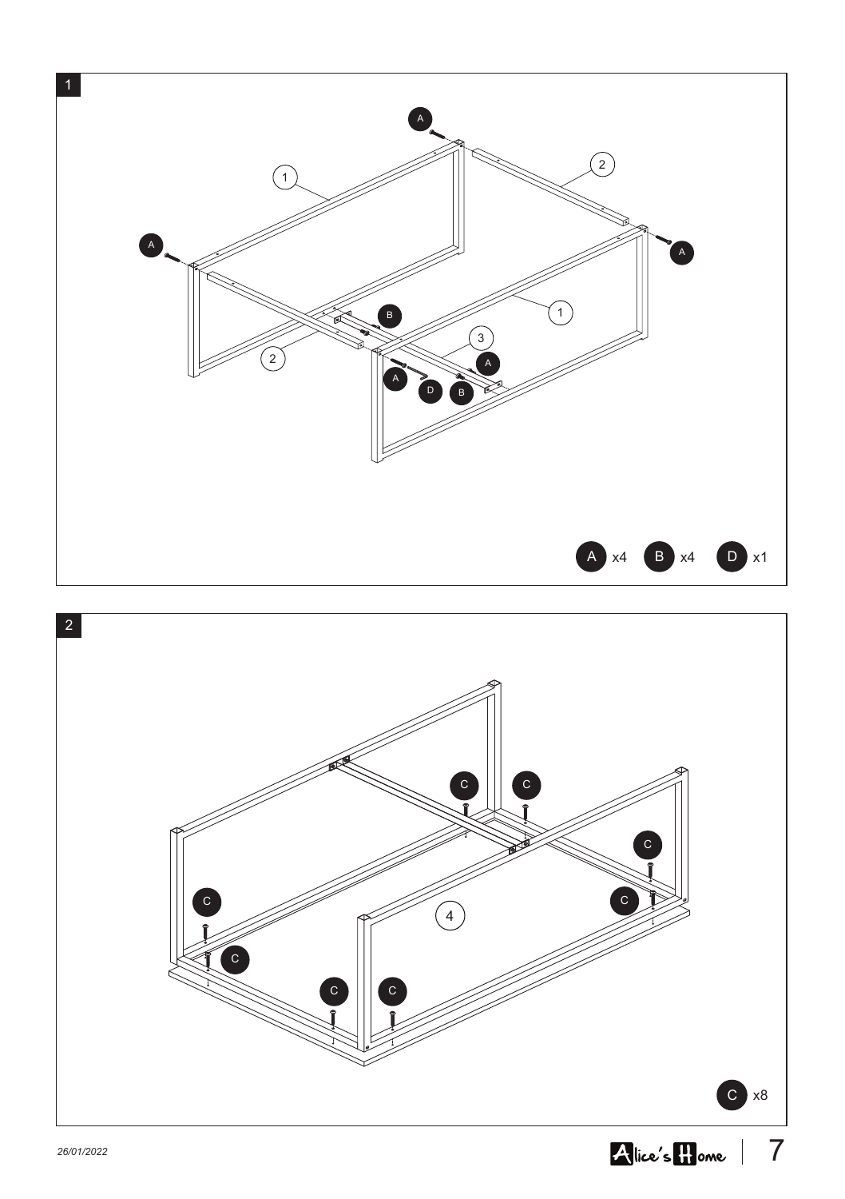1

A x4 B x4 D x1

2

C x8

26/01/2022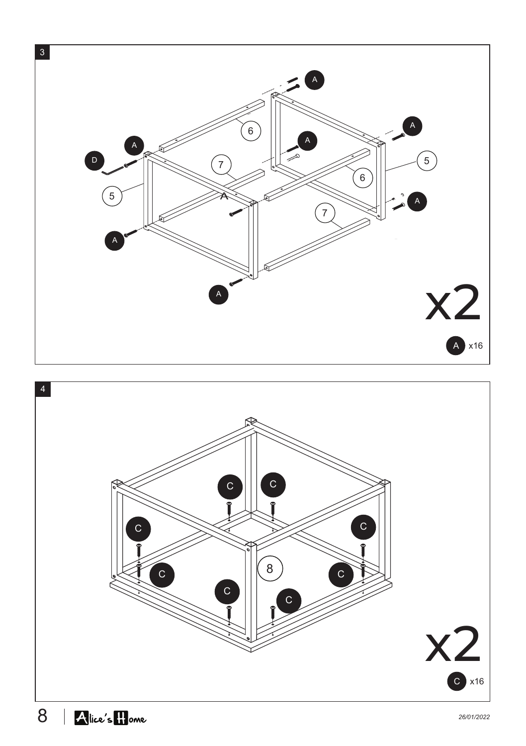3

A

6

A

A

5

A

D

7

6

5

A

A

7

A

x2

A x16

4

C

C

C

C

C

8

C

C

C

x2

C x16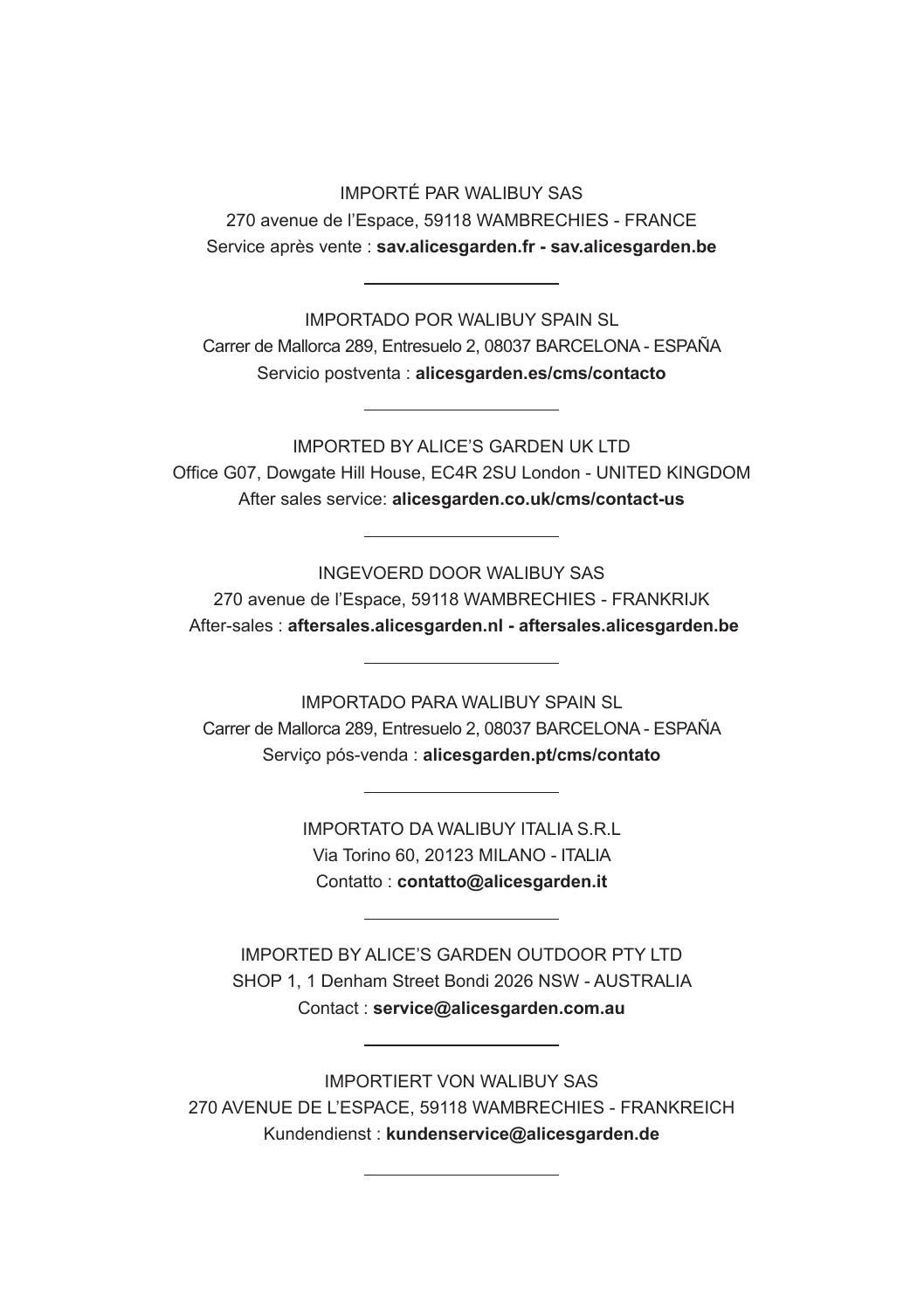IMPORTÉ PAR WALIBUY SAS
270 avenue de l'Espace, 59118 WAMBRECHIES - FRANCE
Service après vente : **sav.alicesgarden.fr - sav.alicesgarden.be**

---

IMPORTADO POR WALIBUY SPAIN SL
Carrer de Mallorca 289, Entresuelo 2, 08037 BARCELONA - ESPAÑA
Servicio postventa : **alicesgarden.es/cms/contacto**

---

IMPORTED BY ALICE'S GARDEN UK LTD
Office G07, Dowgate Hill House, EC4R 2SU London - UNITED KINGDOM
After sales service: **alicesgarden.co.uk/cms/contact-us**

---

INGEVOERD DOOR WALIBUY SAS
270 avenue de l'Espace, 59118 WAMBRECHIES - FRANKRIJK
After-sales : **aftersales.alicesgarden.nl - aftersales.alicesgarden.be**

---

IMPORTADO PARA WALIBUY SPAIN SL
Carrer de Mallorca 289, Entresuelo 2, 08037 BARCELONA - ESPAÑA
Serviço pós-venda : **alicesgarden.pt/cms/contato**

---

IMPORTATO DA WALIBUY ITALIA S.R.L
Via Torino 60, 20123 MILANO - ITALIA
Contatto : **contatto@alicesgarden.it**

---

IMPORTED BY ALICE'S GARDEN OUTDOOR PTY LTD
SHOP 1, 1 Denham Street Bondi 2026 NSW - AUSTRALIA
Contact : **service@alicesgarden.com.au**

---

IMPORTIERT VON WALIBUY SAS
270 AVENUE DE L'ESPACE, 59118 WAMBRECHIES - FRANKREICH
Kundendienst : **kundenservice@alicesgarden.de**

---